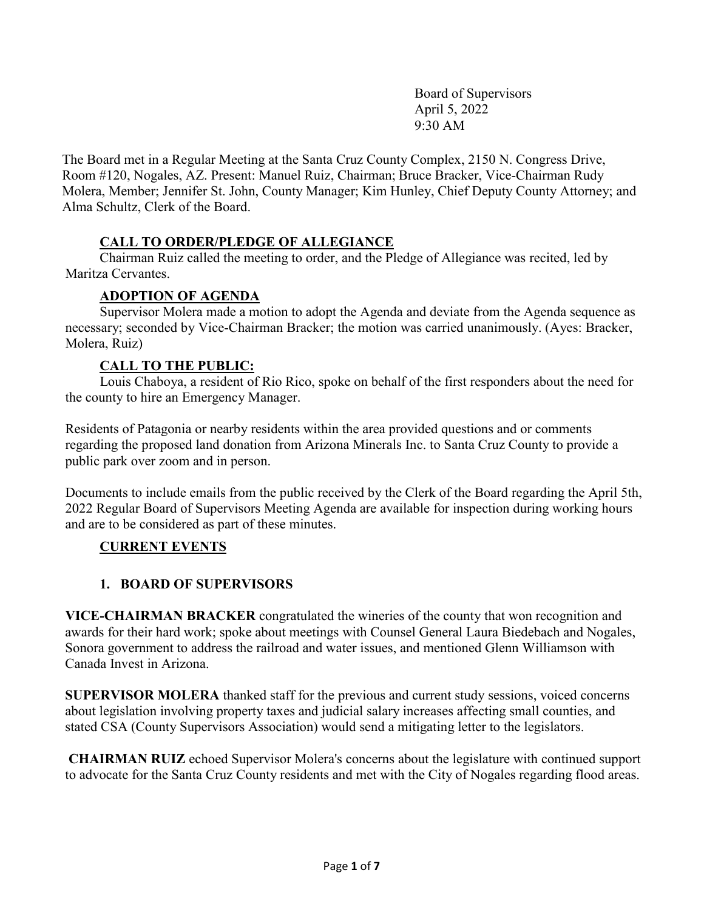Board of Supervisors
April 5, 2022
9:30 AM

The Board met in a Regular Meeting at the Santa Cruz County Complex, 2150 N. Congress Drive, Room #120, Nogales, AZ. Present: Manuel Ruiz, Chairman; Bruce Bracker, Vice-Chairman Rudy Molera, Member; Jennifer St. John, County Manager; Kim Hunley, Chief Deputy County Attorney; and Alma Schultz, Clerk of the Board.

## CALL TO ORDER/PLEDGE OF ALLEGIANCE

Chairman Ruiz called the meeting to order, and the Pledge of Allegiance was recited, led by Maritza Cervantes.

## ADOPTION OF AGENDA

Supervisor Molera made a motion to adopt the Agenda and deviate from the Agenda sequence as necessary; seconded by Vice-Chairman Bracker; the motion was carried unanimously. (Ayes: Bracker, Molera, Ruiz)

## CALL TO THE PUBLIC:

Louis Chaboya, a resident of Rio Rico, spoke on behalf of the first responders about the need for the county to hire an Emergency Manager.

Residents of Patagonia or nearby residents within the area provided questions and or comments regarding the proposed land donation from Arizona Minerals Inc. to Santa Cruz County to provide a public park over zoom and in person.

Documents to include emails from the public received by the Clerk of the Board regarding the April 5th, 2022 Regular Board of Supervisors Meeting Agenda are available for inspection during working hours and are to be considered as part of these minutes.

## CURRENT EVENTS

### 1. BOARD OF SUPERVISORS

**VICE-CHAIRMAN BRACKER** congratulated the wineries of the county that won recognition and awards for their hard work; spoke about meetings with Counsel General Laura Biedebach and Nogales, Sonora government to address the railroad and water issues, and mentioned Glenn Williamson with Canada Invest in Arizona.

**SUPERVISOR MOLERA** thanked staff for the previous and current study sessions, voiced concerns about legislation involving property taxes and judicial salary increases affecting small counties, and stated CSA (County Supervisors Association) would send a mitigating letter to the legislators.

**CHAIRMAN RUIZ** echoed Supervisor Molera's concerns about the legislature with continued support to advocate for the Santa Cruz County residents and met with the City of Nogales regarding flood areas.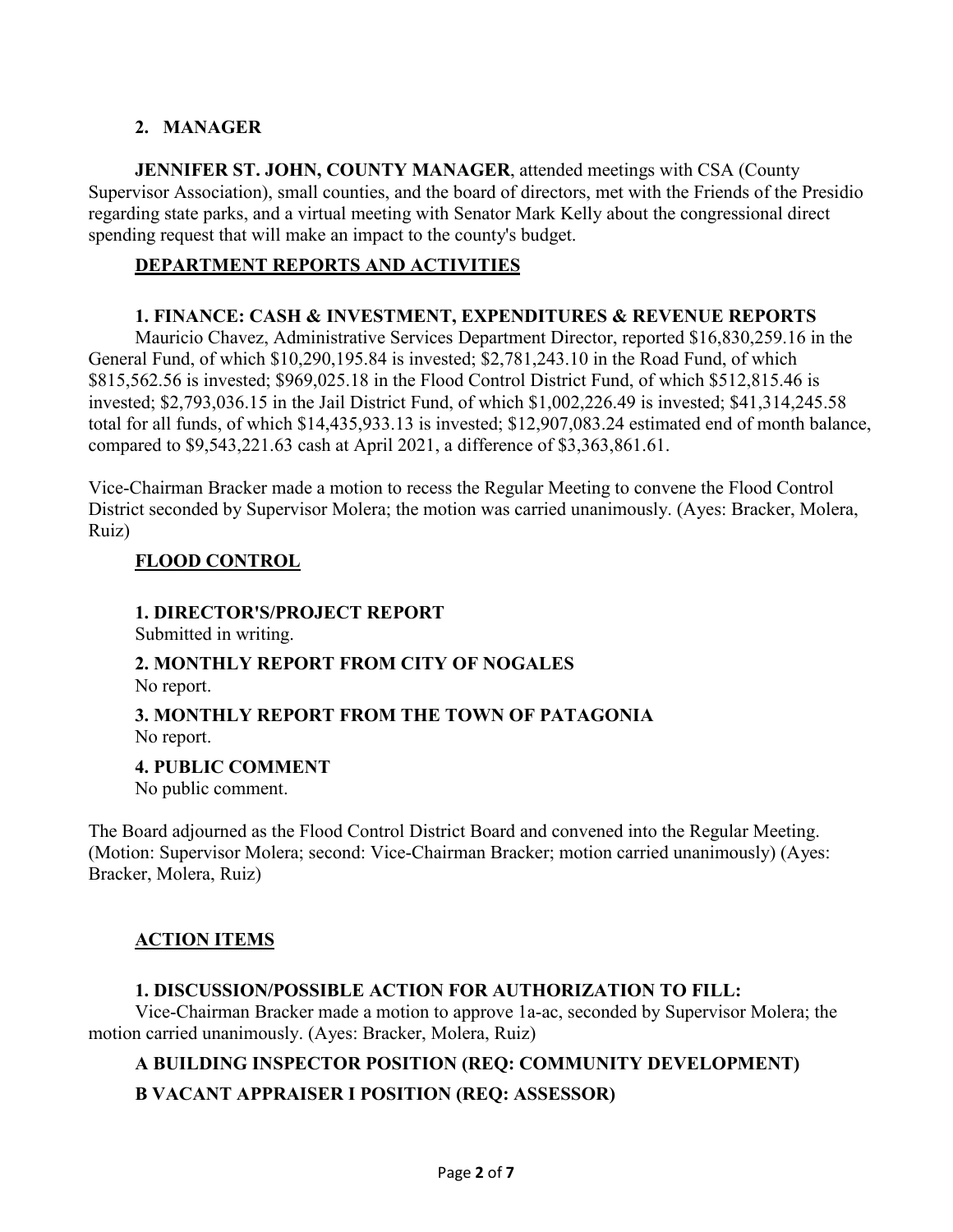## 2. MANAGER

**JENNIFER ST. JOHN, COUNTY MANAGER**, attended meetings with CSA (County Supervisor Association), small counties, and the board of directors, met with the Friends of the Presidio regarding state parks, and a virtual meeting with Senator Mark Kelly about the congressional direct spending request that will make an impact to the county's budget.

## DEPARTMENT REPORTS AND ACTIVITIES

### 1. FINANCE: CASH & INVESTMENT, EXPENDITURES & REVENUE REPORTS

Mauricio Chavez, Administrative Services Department Director, reported $16,830,259.16 in the General Fund, of which $10,290,195.84 is invested; $2,781,243.10 in the Road Fund, of which $815,562.56 is invested; $969,025.18 in the Flood Control District Fund, of which $512,815.46 is invested; $2,793,036.15 in the Jail District Fund, of which $1,002,226.49 is invested; $41,314,245.58 total for all funds, of which $14,435,933.13 is invested; $12,907,083.24 estimated end of month balance, compared to $9,543,221.63 cash at April 2021, a difference of $3,363,861.61.

Vice-Chairman Bracker made a motion to recess the Regular Meeting to convene the Flood Control District seconded by Supervisor Molera; the motion was carried unanimously. (Ayes: Bracker, Molera, Ruiz)

## FLOOD CONTROL

### 1. DIRECTOR'S/PROJECT REPORT

Submitted in writing.

### 2. MONTHLY REPORT FROM CITY OF NOGALES

No report.

### 3. MONTHLY REPORT FROM THE TOWN OF PATAGONIA

No report.

### 4. PUBLIC COMMENT

No public comment.

The Board adjourned as the Flood Control District Board and convened into the Regular Meeting. (Motion: Supervisor Molera; second: Vice-Chairman Bracker; motion carried unanimously) (Ayes: Bracker, Molera, Ruiz)

## ACTION ITEMS

### 1. DISCUSSION/POSSIBLE ACTION FOR AUTHORIZATION TO FILL:

Vice-Chairman Bracker made a motion to approve 1a-ac, seconded by Supervisor Molera; the motion carried unanimously. (Ayes: Bracker, Molera, Ruiz)

### A BUILDING INSPECTOR POSITION (REQ: COMMUNITY DEVELOPMENT)

### B VACANT APPRAISER I POSITION (REQ: ASSESSOR)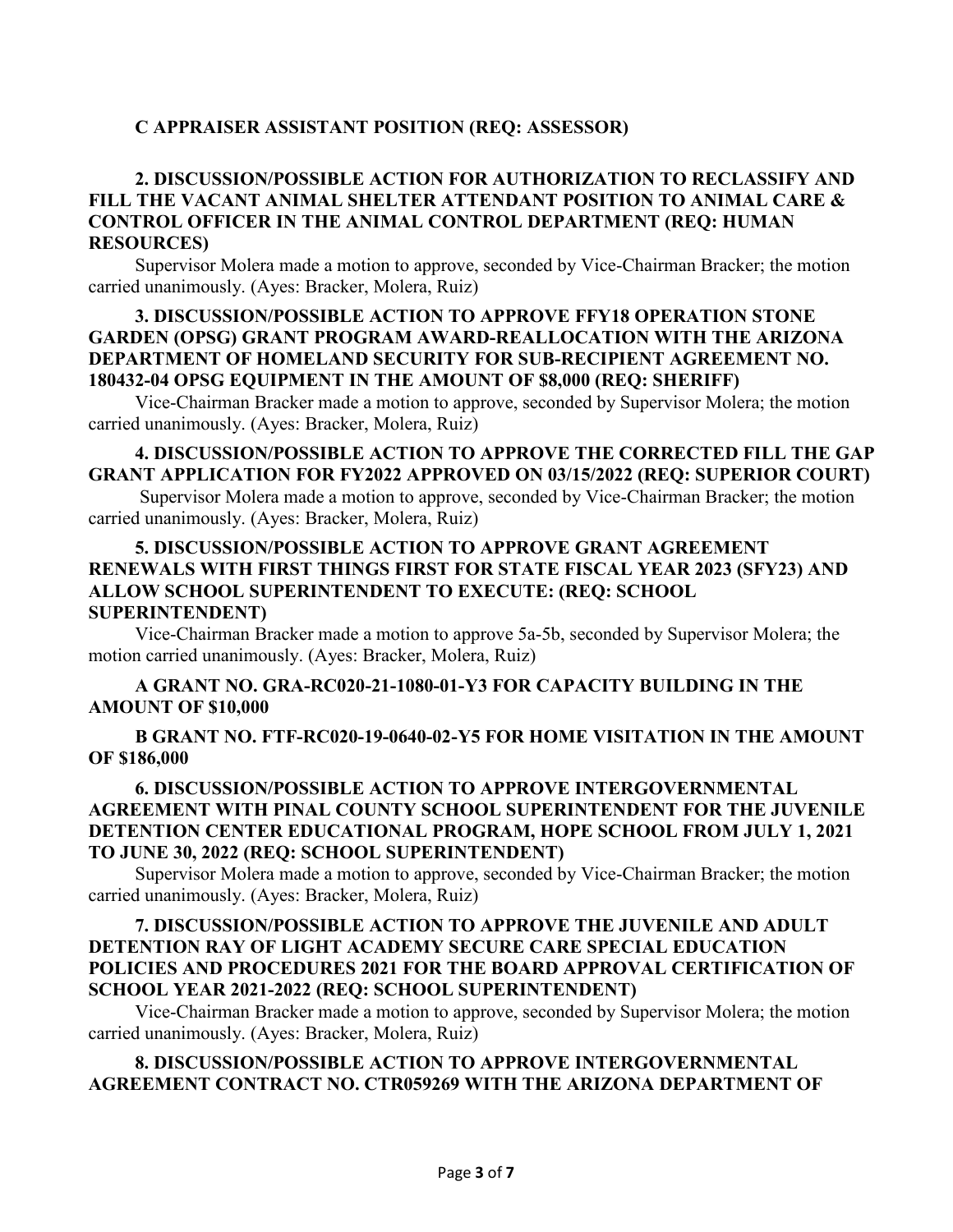**C APPRAISER ASSISTANT POSITION (REQ: ASSESSOR)**

**2. DISCUSSION/POSSIBLE ACTION FOR AUTHORIZATION TO RECLASSIFY AND FILL THE VACANT ANIMAL SHELTER ATTENDANT POSITION TO ANIMAL CARE & CONTROL OFFICER IN THE ANIMAL CONTROL DEPARTMENT (REQ: HUMAN RESOURCES)**

Supervisor Molera made a motion to approve, seconded by Vice-Chairman Bracker; the motion carried unanimously. (Ayes: Bracker, Molera, Ruiz)

**3. DISCUSSION/POSSIBLE ACTION TO APPROVE FFY18 OPERATION STONE GARDEN (OPSG) GRANT PROGRAM AWARD-REALLOCATION WITH THE ARIZONA DEPARTMENT OF HOMELAND SECURITY FOR SUB-RECIPIENT AGREEMENT NO. 180432-04 OPSG EQUIPMENT IN THE AMOUNT OF $8,000 (REQ: SHERIFF)**

Vice-Chairman Bracker made a motion to approve, seconded by Supervisor Molera; the motion carried unanimously. (Ayes: Bracker, Molera, Ruiz)

**4. DISCUSSION/POSSIBLE ACTION TO APPROVE THE CORRECTED FILL THE GAP GRANT APPLICATION FOR FY2022 APPROVED ON 03/15/2022 (REQ: SUPERIOR COURT)**

Supervisor Molera made a motion to approve, seconded by Vice-Chairman Bracker; the motion carried unanimously. (Ayes: Bracker, Molera, Ruiz)

**5. DISCUSSION/POSSIBLE ACTION TO APPROVE GRANT AGREEMENT RENEWALS WITH FIRST THINGS FIRST FOR STATE FISCAL YEAR 2023 (SFY23) AND ALLOW SCHOOL SUPERINTENDENT TO EXECUTE: (REQ: SCHOOL SUPERINTENDENT)**

Vice-Chairman Bracker made a motion to approve 5a-5b, seconded by Supervisor Molera; the motion carried unanimously. (Ayes: Bracker, Molera, Ruiz)

**A GRANT NO. GRA-RC020-21-1080-01-Y3 FOR CAPACITY BUILDING IN THE AMOUNT OF $10,000**

**B GRANT NO. FTF-RC020-19-0640-02-Y5 FOR HOME VISITATION IN THE AMOUNT OF $186,000**

**6. DISCUSSION/POSSIBLE ACTION TO APPROVE INTERGOVERNMENTAL AGREEMENT WITH PINAL COUNTY SCHOOL SUPERINTENDENT FOR THE JUVENILE DETENTION CENTER EDUCATIONAL PROGRAM, HOPE SCHOOL FROM JULY 1, 2021 TO JUNE 30, 2022 (REQ: SCHOOL SUPERINTENDENT)**

Supervisor Molera made a motion to approve, seconded by Vice-Chairman Bracker; the motion carried unanimously. (Ayes: Bracker, Molera, Ruiz)

**7. DISCUSSION/POSSIBLE ACTION TO APPROVE THE JUVENILE AND ADULT DETENTION RAY OF LIGHT ACADEMY SECURE CARE SPECIAL EDUCATION POLICIES AND PROCEDURES 2021 FOR THE BOARD APPROVAL CERTIFICATION OF SCHOOL YEAR 2021-2022 (REQ: SCHOOL SUPERINTENDENT)**

Vice-Chairman Bracker made a motion to approve, seconded by Supervisor Molera; the motion carried unanimously. (Ayes: Bracker, Molera, Ruiz)

**8. DISCUSSION/POSSIBLE ACTION TO APPROVE INTERGOVERNMENTAL AGREEMENT CONTRACT NO. CTR059269 WITH THE ARIZONA DEPARTMENT OF**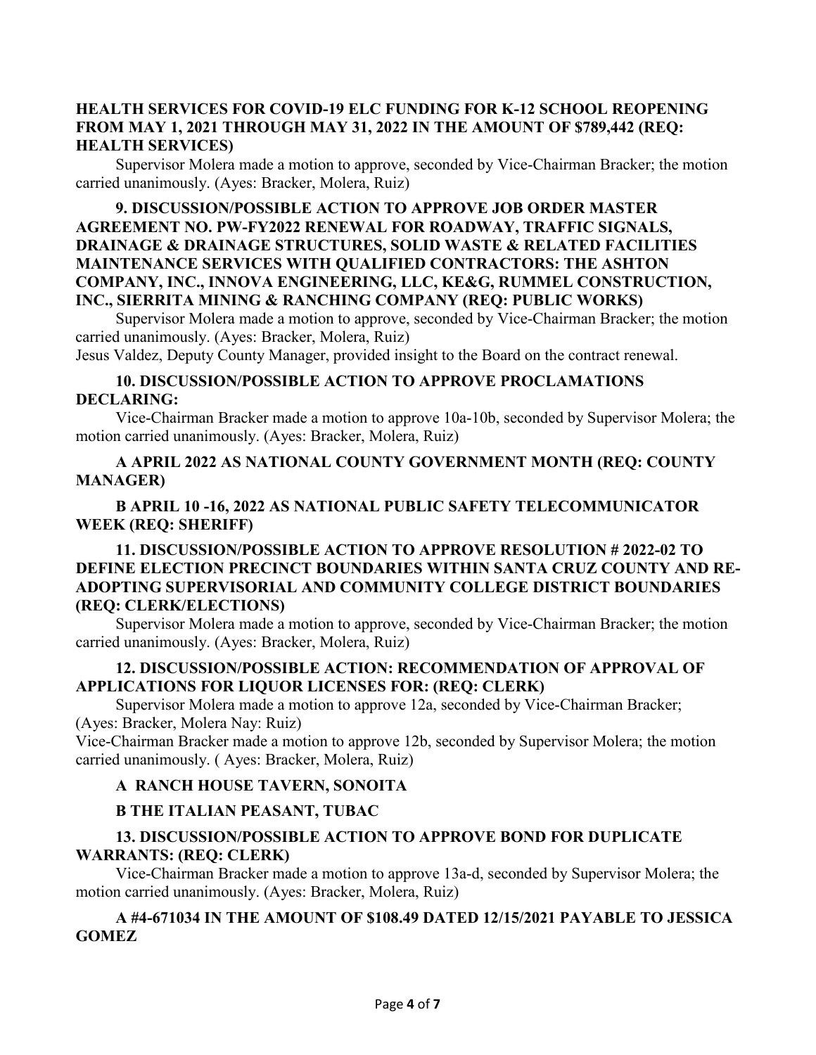**HEALTH SERVICES FOR COVID-19 ELC FUNDING FOR K-12 SCHOOL REOPENING FROM MAY 1, 2021 THROUGH MAY 31, 2022 IN THE AMOUNT OF $789,442 (REQ: HEALTH SERVICES)**

Supervisor Molera made a motion to approve, seconded by Vice-Chairman Bracker; the motion carried unanimously. (Ayes: Bracker, Molera, Ruiz)

**9. DISCUSSION/POSSIBLE ACTION TO APPROVE JOB ORDER MASTER AGREEMENT NO. PW-FY2022 RENEWAL FOR ROADWAY, TRAFFIC SIGNALS, DRAINAGE & DRAINAGE STRUCTURES, SOLID WASTE & RELATED FACILITIES MAINTENANCE SERVICES WITH QUALIFIED CONTRACTORS: THE ASHTON COMPANY, INC., INNOVA ENGINEERING, LLC, KE&G, RUMMEL CONSTRUCTION, INC., SIERRITA MINING & RANCHING COMPANY (REQ: PUBLIC WORKS)**

Supervisor Molera made a motion to approve, seconded by Vice-Chairman Bracker; the motion carried unanimously. (Ayes: Bracker, Molera, Ruiz)

Jesus Valdez, Deputy County Manager, provided insight to the Board on the contract renewal.

**10. DISCUSSION/POSSIBLE ACTION TO APPROVE PROCLAMATIONS DECLARING:**

Vice-Chairman Bracker made a motion to approve 10a-10b, seconded by Supervisor Molera; the motion carried unanimously. (Ayes: Bracker, Molera, Ruiz)

**A APRIL 2022 AS NATIONAL COUNTY GOVERNMENT MONTH (REQ: COUNTY MANAGER)**

**B APRIL 10 -16, 2022 AS NATIONAL PUBLIC SAFETY TELECOMMUNICATOR WEEK (REQ: SHERIFF)**

**11. DISCUSSION/POSSIBLE ACTION TO APPROVE RESOLUTION # 2022-02 TO DEFINE ELECTION PRECINCT BOUNDARIES WITHIN SANTA CRUZ COUNTY AND RE-ADOPTING SUPERVISORIAL AND COMMUNITY COLLEGE DISTRICT BOUNDARIES (REQ: CLERK/ELECTIONS)**

Supervisor Molera made a motion to approve, seconded by Vice-Chairman Bracker; the motion carried unanimously. (Ayes: Bracker, Molera, Ruiz)

**12. DISCUSSION/POSSIBLE ACTION: RECOMMENDATION OF APPROVAL OF APPLICATIONS FOR LIQUOR LICENSES FOR: (REQ: CLERK)**

Supervisor Molera made a motion to approve 12a, seconded by Vice-Chairman Bracker; (Ayes: Bracker, Molera Nay: Ruiz)

Vice-Chairman Bracker made a motion to approve 12b, seconded by Supervisor Molera; the motion carried unanimously. ( Ayes: Bracker, Molera, Ruiz)

**A RANCH HOUSE TAVERN, SONOITA**

**B THE ITALIAN PEASANT, TUBAC**

**13. DISCUSSION/POSSIBLE ACTION TO APPROVE BOND FOR DUPLICATE WARRANTS: (REQ: CLERK)**

Vice-Chairman Bracker made a motion to approve 13a-d, seconded by Supervisor Molera; the motion carried unanimously. (Ayes: Bracker, Molera, Ruiz)

**A #4-671034 IN THE AMOUNT OF $108.49 DATED 12/15/2021 PAYABLE TO JESSICA GOMEZ**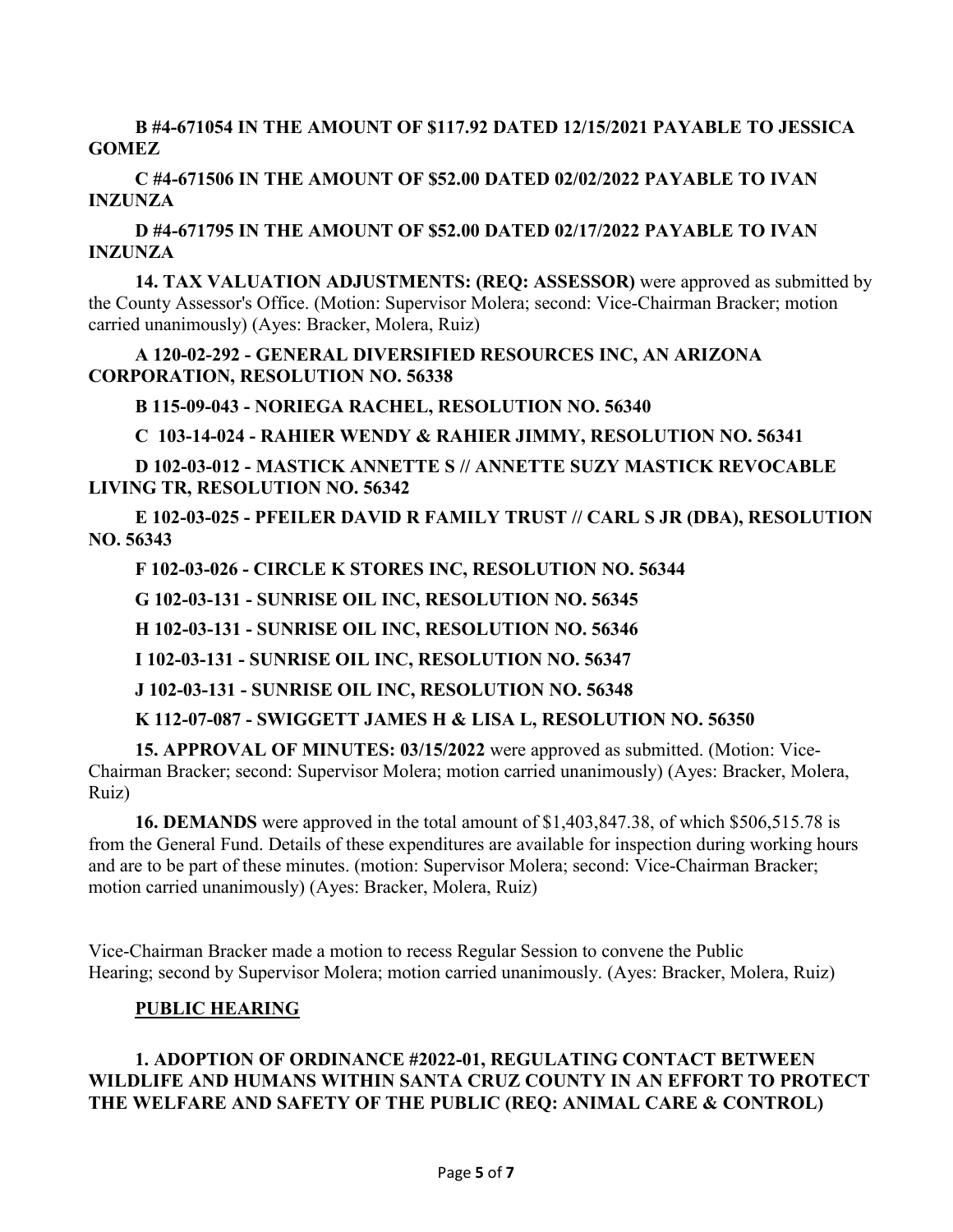**B #4-671054 IN THE AMOUNT OF $117.92 DATED 12/15/2021 PAYABLE TO JESSICA GOMEZ**

**C #4-671506 IN THE AMOUNT OF $52.00 DATED 02/02/2022 PAYABLE TO IVAN INZUNZA**

**D #4-671795 IN THE AMOUNT OF $52.00 DATED 02/17/2022 PAYABLE TO IVAN INZUNZA**

**14. TAX VALUATION ADJUSTMENTS: (REQ: ASSESSOR)** were approved as submitted by the County Assessor's Office. (Motion: Supervisor Molera; second: Vice-Chairman Bracker; motion carried unanimously) (Ayes: Bracker, Molera, Ruiz)

**A 120-02-292 - GENERAL DIVERSIFIED RESOURCES INC, AN ARIZONA CORPORATION, RESOLUTION NO. 56338**

**B 115-09-043 - NORIEGA RACHEL, RESOLUTION NO. 56340**

**C 103-14-024 - RAHIER WENDY & RAHIER JIMMY, RESOLUTION NO. 56341**

**D 102-03-012 - MASTICK ANNETTE S // ANNETTE SUZY MASTICK REVOCABLE LIVING TR, RESOLUTION NO. 56342**

**E 102-03-025 - PFEILER DAVID R FAMILY TRUST // CARL S JR (DBA), RESOLUTION NO. 56343**

**F 102-03-026 - CIRCLE K STORES INC, RESOLUTION NO. 56344**

**G 102-03-131 - SUNRISE OIL INC, RESOLUTION NO. 56345**

**H 102-03-131 - SUNRISE OIL INC, RESOLUTION NO. 56346**

**I 102-03-131 - SUNRISE OIL INC, RESOLUTION NO. 56347**

**J 102-03-131 - SUNRISE OIL INC, RESOLUTION NO. 56348**

**K 112-07-087 - SWIGGETT JAMES H & LISA L, RESOLUTION NO. 56350**

**15. APPROVAL OF MINUTES: 03/15/2022** were approved as submitted. (Motion: Vice-Chairman Bracker; second: Supervisor Molera; motion carried unanimously) (Ayes: Bracker, Molera, Ruiz)

**16. DEMANDS** were approved in the total amount of $1,403,847.38, of which $506,515.78 is from the General Fund. Details of these expenditures are available for inspection during working hours and are to be part of these minutes. (motion: Supervisor Molera; second: Vice-Chairman Bracker; motion carried unanimously) (Ayes: Bracker, Molera, Ruiz)

Vice-Chairman Bracker made a motion to recess Regular Session to convene the Public Hearing; second by Supervisor Molera; motion carried unanimously. (Ayes: Bracker, Molera, Ruiz)

**PUBLIC HEARING**

**1. ADOPTION OF ORDINANCE #2022-01, REGULATING CONTACT BETWEEN WILDLIFE AND HUMANS WITHIN SANTA CRUZ COUNTY IN AN EFFORT TO PROTECT THE WELFARE AND SAFETY OF THE PUBLIC (REQ: ANIMAL CARE & CONTROL)**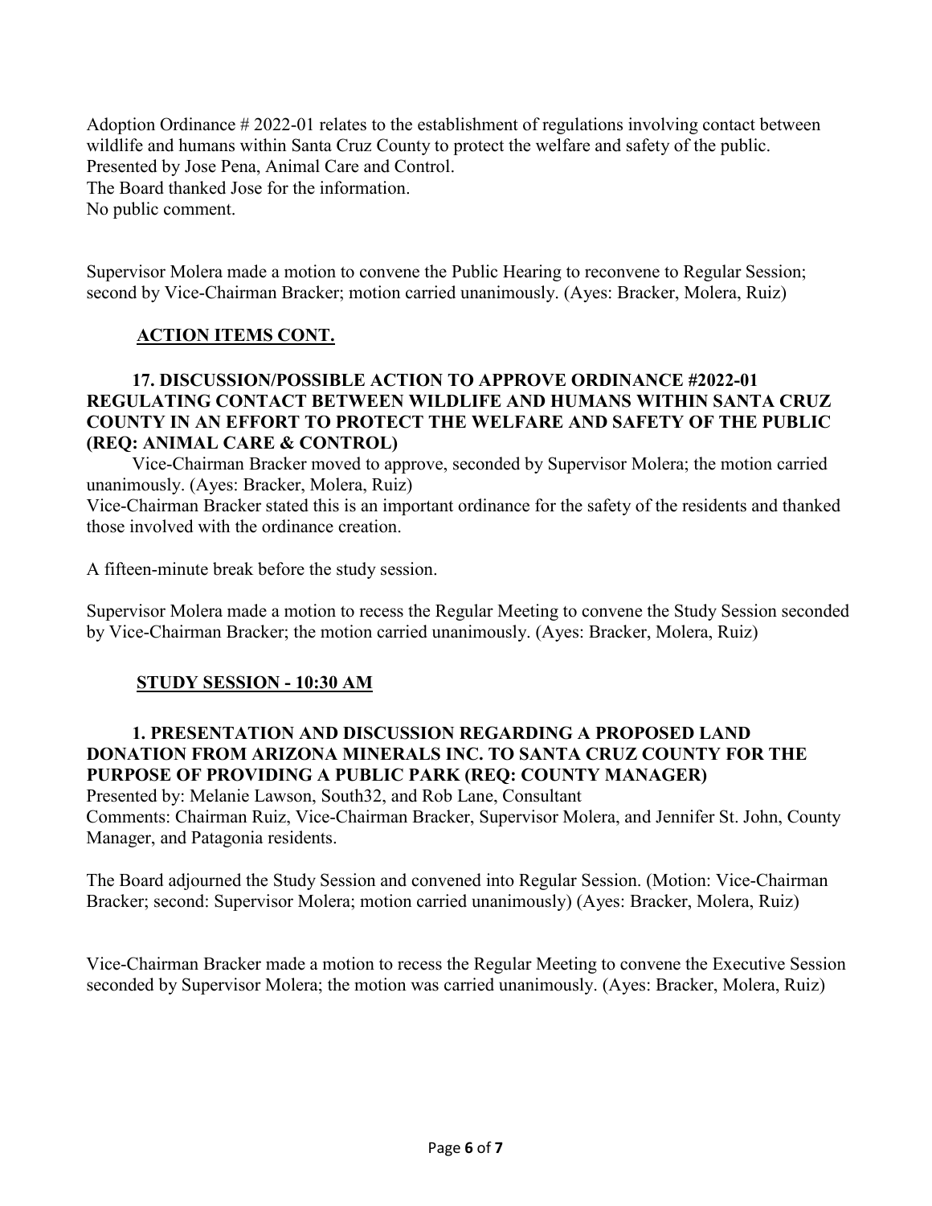Adoption Ordinance # 2022-01 relates to the establishment of regulations involving contact between wildlife and humans within Santa Cruz County to protect the welfare and safety of the public.
Presented by Jose Pena, Animal Care and Control.
The Board thanked Jose for the information.
No public comment.

Supervisor Molera made a motion to convene the Public Hearing to reconvene to Regular Session; second by Vice-Chairman Bracker; motion carried unanimously. (Ayes: Bracker, Molera, Ruiz)

## ACTION ITEMS CONT.

**17. DISCUSSION/POSSIBLE ACTION TO APPROVE ORDINANCE #2022-01 REGULATING CONTACT BETWEEN WILDLIFE AND HUMANS WITHIN SANTA CRUZ COUNTY IN AN EFFORT TO PROTECT THE WELFARE AND SAFETY OF THE PUBLIC (REQ: ANIMAL CARE & CONTROL)**

Vice-Chairman Bracker moved to approve, seconded by Supervisor Molera; the motion carried unanimously. (Ayes: Bracker, Molera, Ruiz)
Vice-Chairman Bracker stated this is an important ordinance for the safety of the residents and thanked those involved with the ordinance creation.

A fifteen-minute break before the study session.

Supervisor Molera made a motion to recess the Regular Meeting to convene the Study Session seconded by Vice-Chairman Bracker; the motion carried unanimously. (Ayes: Bracker, Molera, Ruiz)

## STUDY SESSION - 10:30 AM

**1. PRESENTATION AND DISCUSSION REGARDING A PROPOSED LAND DONATION FROM ARIZONA MINERALS INC. TO SANTA CRUZ COUNTY FOR THE PURPOSE OF PROVIDING A PUBLIC PARK (REQ: COUNTY MANAGER)**

Presented by: Melanie Lawson, South32, and Rob Lane, Consultant
Comments: Chairman Ruiz, Vice-Chairman Bracker, Supervisor Molera, and Jennifer St. John, County Manager, and Patagonia residents.

The Board adjourned the Study Session and convened into Regular Session. (Motion: Vice-Chairman Bracker; second: Supervisor Molera; motion carried unanimously) (Ayes: Bracker, Molera, Ruiz)

Vice-Chairman Bracker made a motion to recess the Regular Meeting to convene the Executive Session seconded by Supervisor Molera; the motion was carried unanimously. (Ayes: Bracker, Molera, Ruiz)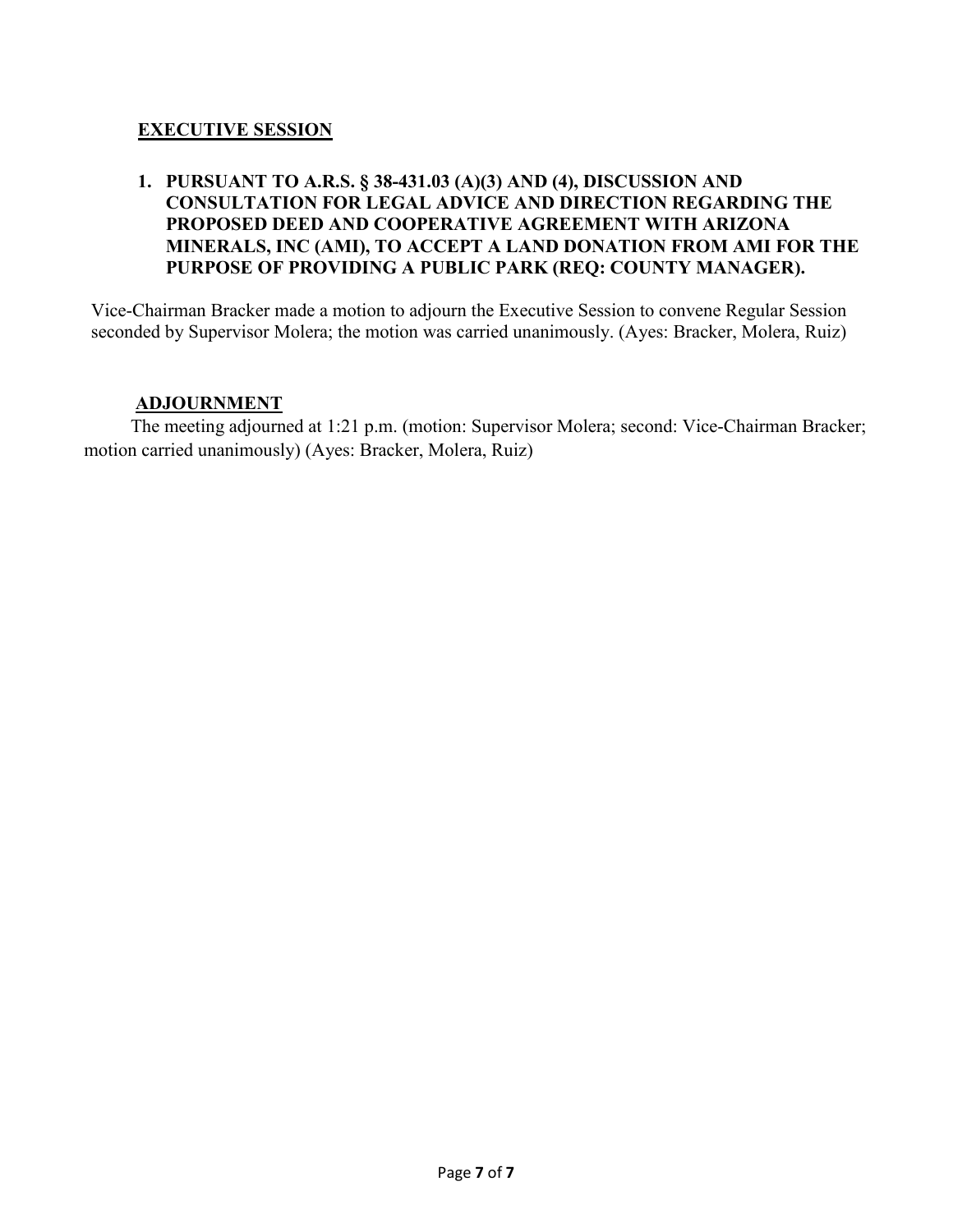## EXECUTIVE SESSION

1. **PURSUANT TO A.R.S. § 38-431.03 (A)(3) AND (4), DISCUSSION AND CONSULTATION FOR LEGAL ADVICE AND DIRECTION REGARDING THE PROPOSED DEED AND COOPERATIVE AGREEMENT WITH ARIZONA MINERALS, INC (AMI), TO ACCEPT A LAND DONATION FROM AMI FOR THE PURPOSE OF PROVIDING A PUBLIC PARK (REQ: COUNTY MANAGER).**

Vice-Chairman Bracker made a motion to adjourn the Executive Session to convene Regular Session seconded by Supervisor Molera; the motion was carried unanimously. (Ayes: Bracker, Molera, Ruiz)

## ADJOURNMENT

The meeting adjourned at 1:21 p.m. (motion: Supervisor Molera; second: Vice-Chairman Bracker; motion carried unanimously) (Ayes: Bracker, Molera, Ruiz)